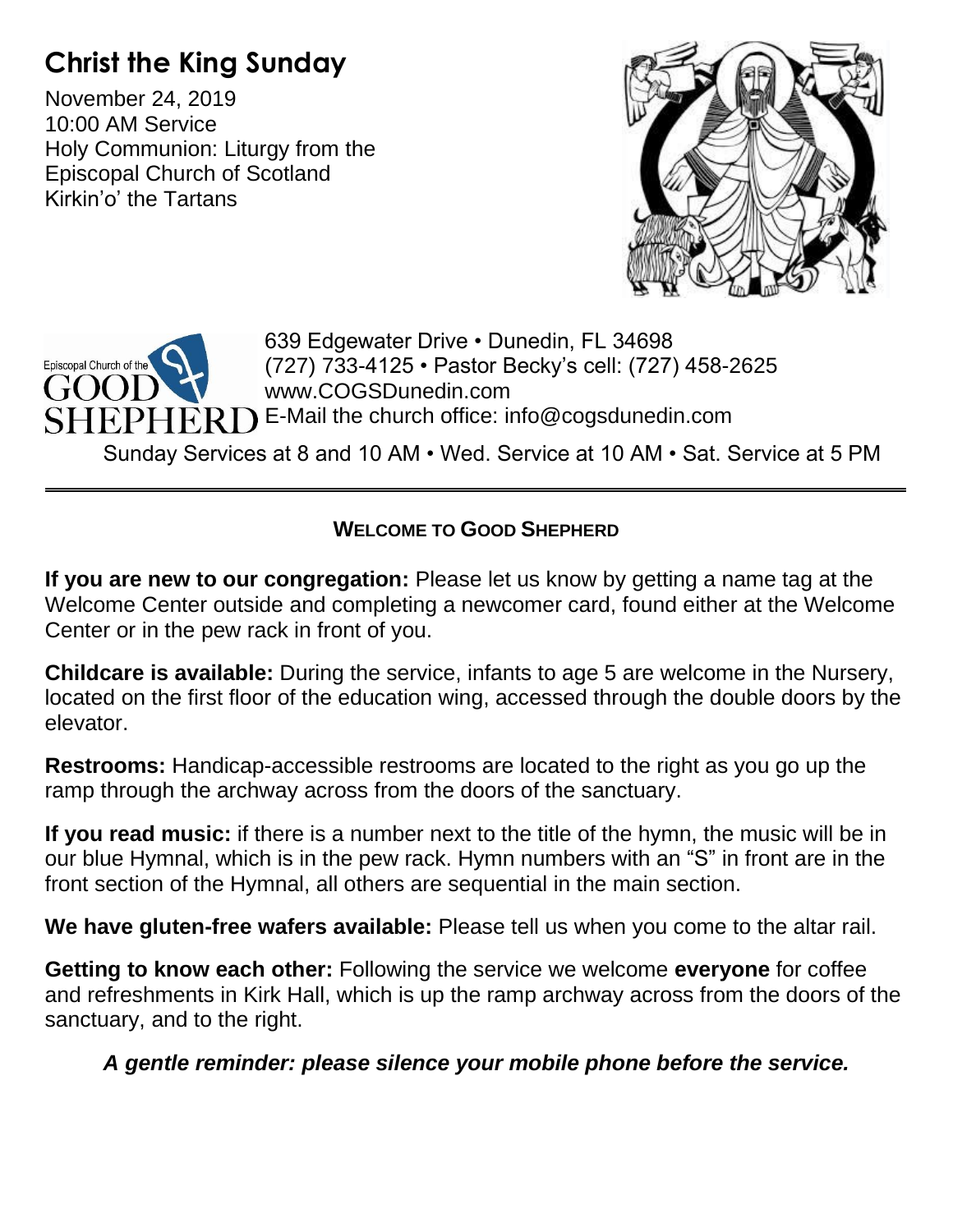# Christ the King Sunday

November 24, 2019
10:00 AM Service
Holy Communion: Liturgy from the Episcopal Church of Scotland
Kirkin'o' the Tartans

Episcopal Church of the GOOD SHEPHERD

639 Edgewater Drive • Dunedin, FL 34698
(727) 733-4125 • Pastor Becky's cell: (727) 458-2625
www.COGSDunedin.com
E-Mail the church office: info@cogsdunedin.com

Sunday Services at 8 and 10 AM • Wed. Service at 10 AM • Sat. Service at 5 PM

---

## WELCOME TO GOOD SHEPHERD

**If you are new to our congregation:** Please let us know by getting a name tag at the Welcome Center outside and completing a newcomer card, found either at the Welcome Center or in the pew rack in front of you.

**Childcare is available:** During the service, infants to age 5 are welcome in the Nursery, located on the first floor of the education wing, accessed through the double doors by the elevator.

**Restrooms:** Handicap-accessible restrooms are located to the right as you go up the ramp through the archway across from the doors of the sanctuary.

**If you read music:** if there is a number next to the title of the hymn, the music will be in our blue Hymnal, which is in the pew rack. Hymn numbers with an "S" in front are in the front section of the Hymnal, all others are sequential in the main section.

**We have gluten-free wafers available:** Please tell us when you come to the altar rail.

**Getting to know each other:** Following the service we welcome **everyone** for coffee and refreshments in Kirk Hall, which is up the ramp archway across from the doors of the sanctuary, and to the right.

***A gentle reminder: please silence your mobile phone before the service.***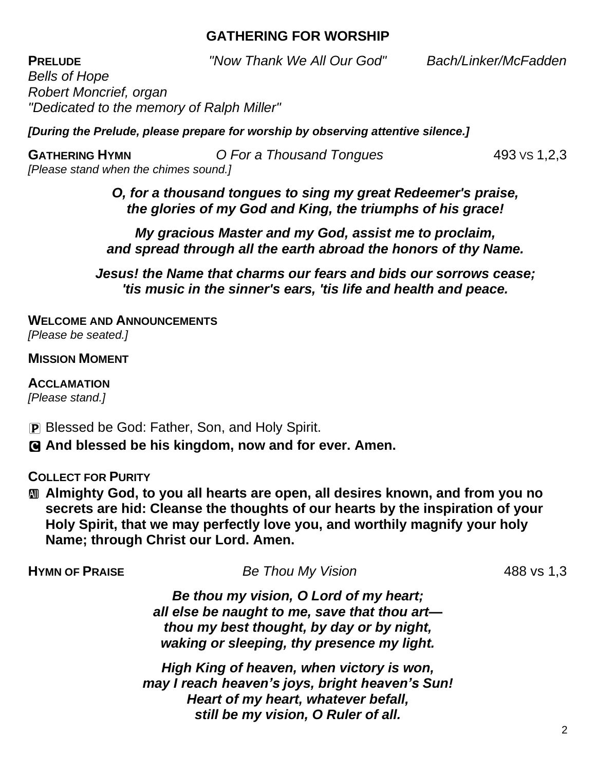## GATHERING FOR WORSHIP

**PRELUDE** *"Now Thank We All Our God"* *Bach/Linker/McFadden*
*Bells of Hope*
*Robert Moncrief, organ*
*"Dedicated to the memory of Ralph Miller"*

***[During the Prelude, please prepare for worship by observing attentive silence.]***

**GATHERING HYMN** *O For a Thousand Tongues* 493 vs 1,2,3
*[Please stand when the chimes sound.]*

***O, for a thousand tongues to sing my great Redeemer's praise,***
***the glories of my God and King, the triumphs of his grace!***

***My gracious Master and my God, assist me to proclaim,***
***and spread through all the earth abroad the honors of thy Name.***

***Jesus! the Name that charms our fears and bids our sorrows cease;***
***'tis music in the sinner's ears, 'tis life and health and peace.***

**WELCOME AND ANNOUNCEMENTS**
*[Please be seated.]*

**MISSION MOMENT**

**ACCLAMATION**
*[Please stand.]*

P Blessed be God: Father, Son, and Holy Spirit.

**C And blessed be his kingdom, now and for ever. Amen.**

**COLLECT FOR PURITY**

**All Almighty God, to you all hearts are open, all desires known, and from you no secrets are hid: Cleanse the thoughts of our hearts by the inspiration of your Holy Spirit, that we may perfectly love you, and worthily magnify your holy Name; through Christ our Lord. Amen.**

**HYMN OF PRAISE** *Be Thou My Vision* 488 vs 1,3

***Be thou my vision, O Lord of my heart;***
***all else be naught to me, save that thou art—***
***thou my best thought, by day or by night,***
***waking or sleeping, thy presence my light.***

***High King of heaven, when victory is won,***
***may I reach heaven's joys, bright heaven's Sun!***
***Heart of my heart, whatever befall,***
***still be my vision, O Ruler of all.***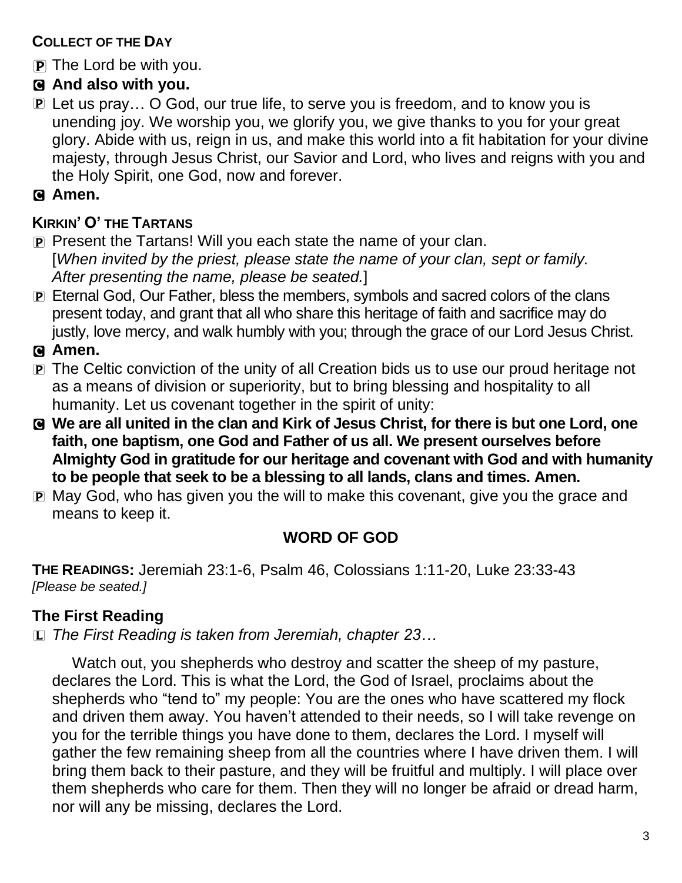### COLLECT OF THE DAY

P The Lord be with you.

**C And also with you.**

P Let us pray… O God, our true life, to serve you is freedom, and to know you is unending joy. We worship you, we glorify you, we give thanks to you for your great glory. Abide with us, reign in us, and make this world into a fit habitation for your divine majesty, through Jesus Christ, our Savior and Lord, who lives and reigns with you and the Holy Spirit, one God, now and forever.

**C Amen.**

### KIRKIN' O' THE TARTANS

P Present the Tartans! Will you each state the name of your clan.
[*When invited by the priest, please state the name of your clan, sept or family. After presenting the name, please be seated.*]

P Eternal God, Our Father, bless the members, symbols and sacred colors of the clans present today, and grant that all who share this heritage of faith and sacrifice may do justly, love mercy, and walk humbly with you; through the grace of our Lord Jesus Christ.

**C Amen.**

P The Celtic conviction of the unity of all Creation bids us to use our proud heritage not as a means of division or superiority, but to bring blessing and hospitality to all humanity. Let us covenant together in the spirit of unity:

**C We are all united in the clan and Kirk of Jesus Christ, for there is but one Lord, one faith, one baptism, one God and Father of us all. We present ourselves before Almighty God in gratitude for our heritage and covenant with God and with humanity to be people that seek to be a blessing to all lands, clans and times. Amen.**

P May God, who has given you the will to make this covenant, give you the grace and means to keep it.

## WORD OF GOD

**THE READINGS:** Jeremiah 23:1-6, Psalm 46, Colossians 1:11-20, Luke 23:33-43
*[Please be seated.]*

### The First Reading

L *The First Reading is taken from Jeremiah, chapter 23…*

Watch out, you shepherds who destroy and scatter the sheep of my pasture, declares the Lord. This is what the Lord, the God of Israel, proclaims about the shepherds who "tend to" my people: You are the ones who have scattered my flock and driven them away. You haven't attended to their needs, so I will take revenge on you for the terrible things you have done to them, declares the Lord. I myself will gather the few remaining sheep from all the countries where I have driven them. I will bring them back to their pasture, and they will be fruitful and multiply. I will place over them shepherds who care for them. Then they will no longer be afraid or dread harm, nor will any be missing, declares the Lord.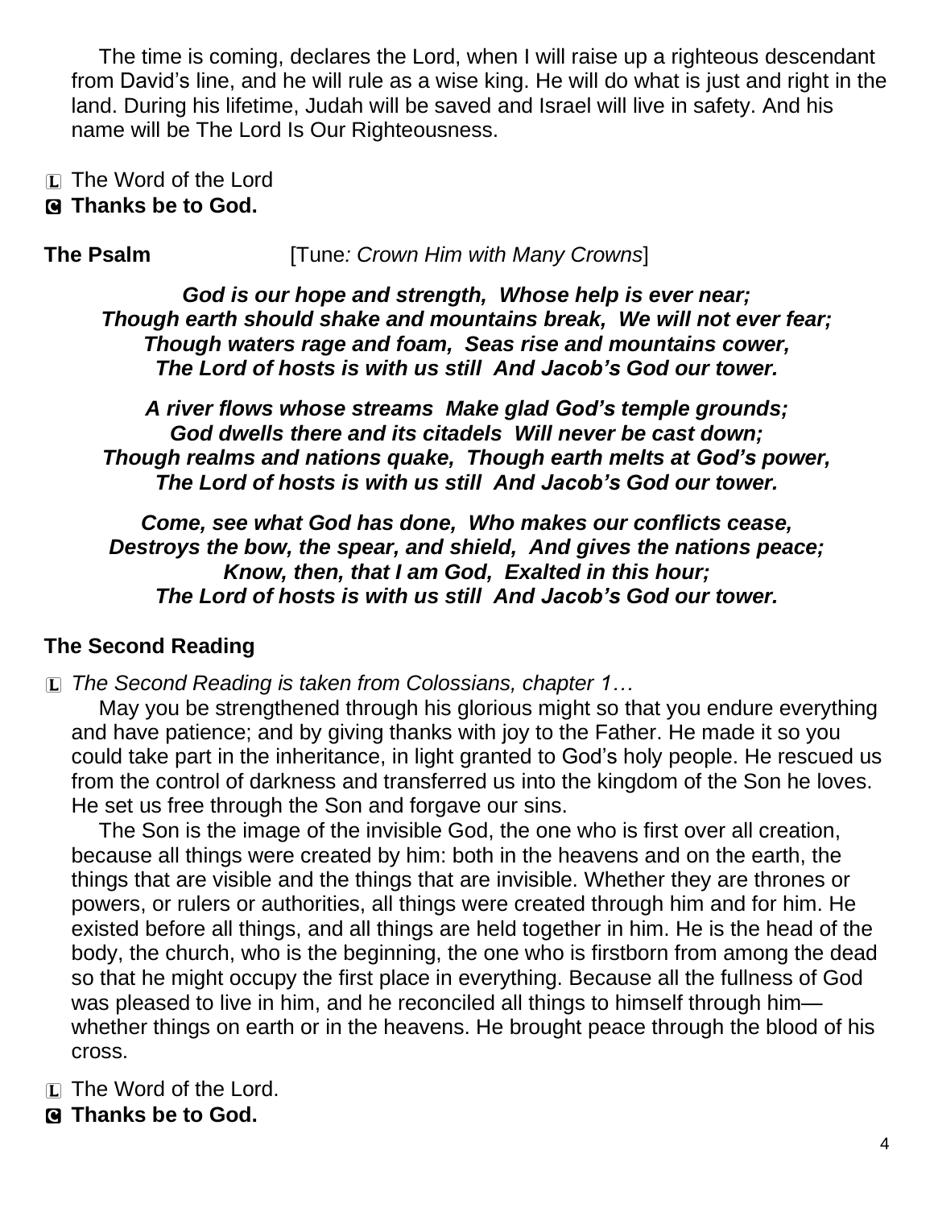The time is coming, declares the Lord, when I will raise up a righteous descendant from David's line, and he will rule as a wise king. He will do what is just and right in the land. During his lifetime, Judah will be saved and Israel will live in safety. And his name will be The Lord Is Our Righteousness.

L The Word of the Lord
**C Thanks be to God.**

**The Psalm** [Tune*: Crown Him with Many Crowns*]

***God is our hope and strength, Whose help is ever near;***
***Though earth should shake and mountains break, We will not ever fear;***
***Though waters rage and foam, Seas rise and mountains cower,***
***The Lord of hosts is with us still And Jacob's God our tower.***

***A river flows whose streams Make glad God's temple grounds;***
***God dwells there and its citadels Will never be cast down;***
***Though realms and nations quake, Though earth melts at God's power,***
***The Lord of hosts is with us still And Jacob's God our tower.***

***Come, see what God has done, Who makes our conflicts cease,***
***Destroys the bow, the spear, and shield, And gives the nations peace;***
***Know, then, that I am God, Exalted in this hour;***
***The Lord of hosts is with us still And Jacob's God our tower.***

**The Second Reading**

L *The Second Reading is taken from Colossians, chapter 1…*

May you be strengthened through his glorious might so that you endure everything and have patience; and by giving thanks with joy to the Father. He made it so you could take part in the inheritance, in light granted to God's holy people. He rescued us from the control of darkness and transferred us into the kingdom of the Son he loves. He set us free through the Son and forgave our sins.

The Son is the image of the invisible God, the one who is first over all creation, because all things were created by him: both in the heavens and on the earth, the things that are visible and the things that are invisible. Whether they are thrones or powers, or rulers or authorities, all things were created through him and for him. He existed before all things, and all things are held together in him. He is the head of the body, the church, who is the beginning, the one who is firstborn from among the dead so that he might occupy the first place in everything. Because all the fullness of God was pleased to live in him, and he reconciled all things to himself through him—whether things on earth or in the heavens. He brought peace through the blood of his cross.

L The Word of the Lord.
**C Thanks be to God.**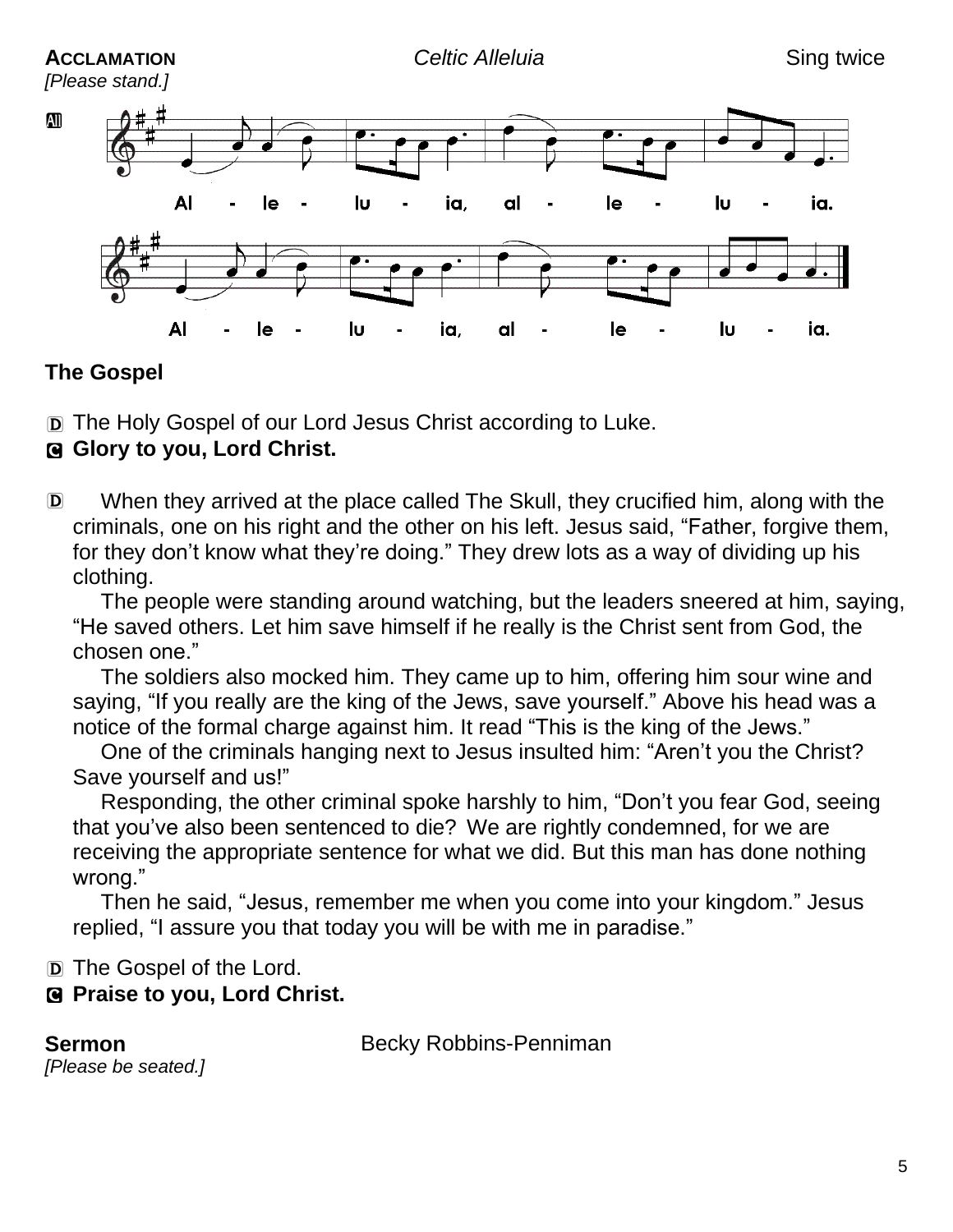**ACCLAMATION** *Celtic Alleluia* Sing twice

*[Please stand.]*

All

Al - le - lu - ia, al - le - lu - ia.

Al - le - lu - ia, al - le - lu - ia.

**The Gospel**

D The Holy Gospel of our Lord Jesus Christ according to Luke.

**C Glory to you, Lord Christ.**

D When they arrived at the place called The Skull, they crucified him, along with the criminals, one on his right and the other on his left. Jesus said, "Father, forgive them, for they don't know what they're doing." They drew lots as a way of dividing up his clothing.

The people were standing around watching, but the leaders sneered at him, saying, "He saved others. Let him save himself if he really is the Christ sent from God, the chosen one."

The soldiers also mocked him. They came up to him, offering him sour wine and saying, "If you really are the king of the Jews, save yourself." Above his head was a notice of the formal charge against him. It read "This is the king of the Jews."

One of the criminals hanging next to Jesus insulted him: "Aren't you the Christ? Save yourself and us!"

Responding, the other criminal spoke harshly to him, "Don't you fear God, seeing that you've also been sentenced to die? We are rightly condemned, for we are receiving the appropriate sentence for what we did. But this man has done nothing wrong."

Then he said, "Jesus, remember me when you come into your kingdom." Jesus replied, "I assure you that today you will be with me in paradise."

D The Gospel of the Lord.

**C Praise to you, Lord Christ.**

**Sermon** Becky Robbins-Penniman

*[Please be seated.]*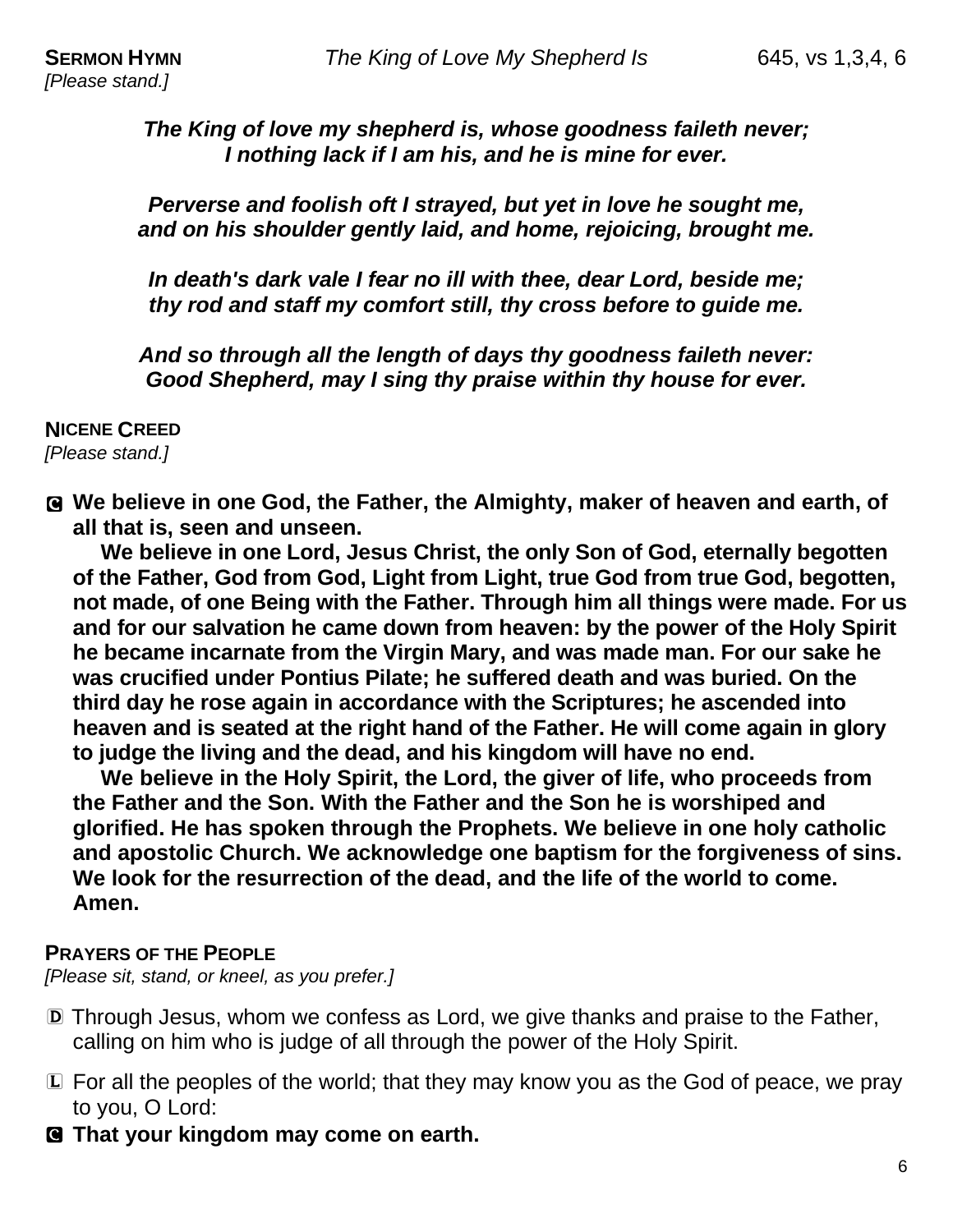**SERMON HYMN** *The King of Love My Shepherd Is* 645, vs 1,3,4, 6

*[Please stand.]*

***The King of love my shepherd is, whose goodness faileth never;***
***I nothing lack if I am his, and he is mine for ever.***

***Perverse and foolish oft I strayed, but yet in love he sought me,***
***and on his shoulder gently laid, and home, rejoicing, brought me.***

***In death's dark vale I fear no ill with thee, dear Lord, beside me;***
***thy rod and staff my comfort still, thy cross before to guide me.***

***And so through all the length of days thy goodness faileth never:***
***Good Shepherd, may I sing thy praise within thy house for ever.***

**NICENE CREED**

*[Please stand.]*

Ⓒ **We believe in one God, the Father, the Almighty, maker of heaven and earth, of all that is, seen and unseen.**

**We believe in one Lord, Jesus Christ, the only Son of God, eternally begotten of the Father, God from God, Light from Light, true God from true God, begotten, not made, of one Being with the Father. Through him all things were made. For us and for our salvation he came down from heaven: by the power of the Holy Spirit he became incarnate from the Virgin Mary, and was made man. For our sake he was crucified under Pontius Pilate; he suffered death and was buried. On the third day he rose again in accordance with the Scriptures; he ascended into heaven and is seated at the right hand of the Father. He will come again in glory to judge the living and the dead, and his kingdom will have no end.**

**We believe in the Holy Spirit, the Lord, the giver of life, who proceeds from the Father and the Son. With the Father and the Son he is worshiped and glorified. He has spoken through the Prophets. We believe in one holy catholic and apostolic Church. We acknowledge one baptism for the forgiveness of sins. We look for the resurrection of the dead, and the life of the world to come. Amen.**

**PRAYERS OF THE PEOPLE**

*[Please sit, stand, or kneel, as you prefer.]*

Ⓓ Through Jesus, whom we confess as Lord, we give thanks and praise to the Father, calling on him who is judge of all through the power of the Holy Spirit.

Ⓛ For all the peoples of the world; that they may know you as the God of peace, we pray to you, O Lord:

Ⓒ **That your kingdom may come on earth.**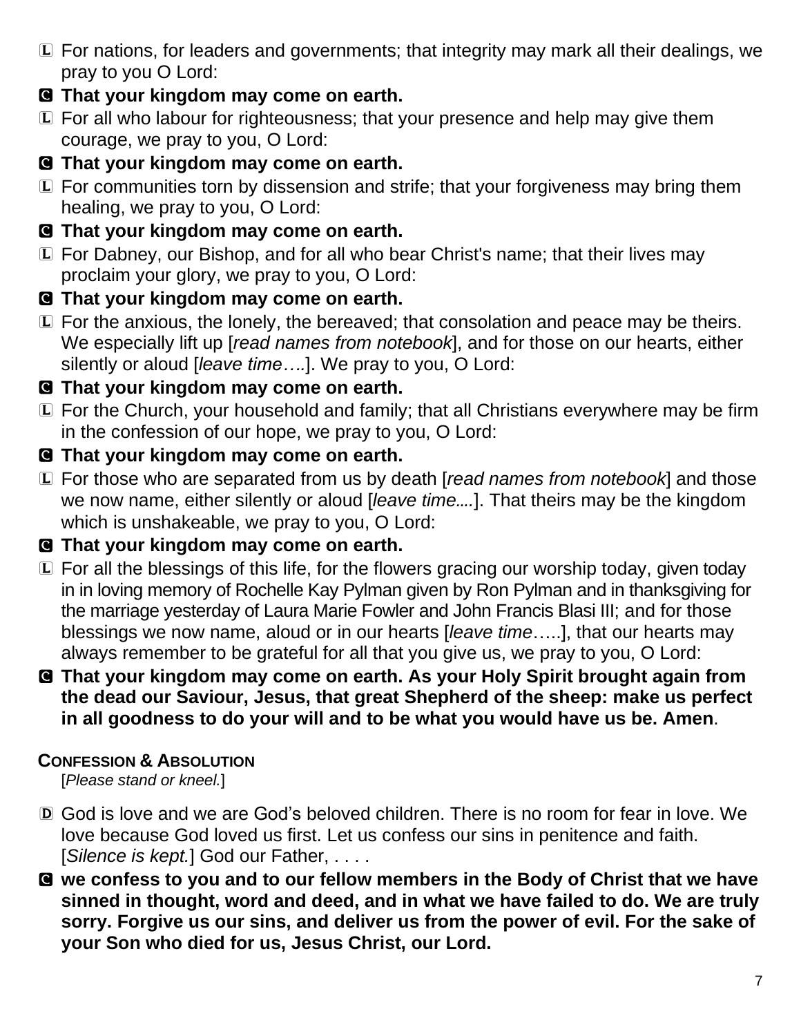L For nations, for leaders and governments; that integrity may mark all their dealings, we pray to you O Lord:

**C That your kingdom may come on earth.**

L For all who labour for righteousness; that your presence and help may give them courage, we pray to you, O Lord:

**C That your kingdom may come on earth.**

L For communities torn by dissension and strife; that your forgiveness may bring them healing, we pray to you, O Lord:

**C That your kingdom may come on earth.**

L For Dabney, our Bishop, and for all who bear Christ's name; that their lives may proclaim your glory, we pray to you, O Lord:

**C That your kingdom may come on earth.**

L For the anxious, the lonely, the bereaved; that consolation and peace may be theirs. We especially lift up [*read names from notebook*], and for those on our hearts, either silently or aloud [*leave time….*]. We pray to you, O Lord:

**C That your kingdom may come on earth.**

L For the Church, your household and family; that all Christians everywhere may be firm in the confession of our hope, we pray to you, O Lord:

**C That your kingdom may come on earth.**

L For those who are separated from us by death [*read names from notebook*] and those we now name, either silently or aloud [*leave time....*]. That theirs may be the kingdom which is unshakeable, we pray to you, O Lord:

**C That your kingdom may come on earth.**

L For all the blessings of this life, for the flowers gracing our worship today, given today in in loving memory of Rochelle Kay Pylman given by Ron Pylman and in thanksgiving for the marriage yesterday of Laura Marie Fowler and John Francis Blasi III; and for those blessings we now name, aloud or in our hearts [*leave time*…..], that our hearts may always remember to be grateful for all that you give us, we pray to you, O Lord:

**C That your kingdom may come on earth. As your Holy Spirit brought again from the dead our Saviour, Jesus, that great Shepherd of the sheep: make us perfect in all goodness to do your will and to be what you would have us be. Amen**.

## Confession & Absolution

[*Please stand or kneel.*]

D God is love and we are God's beloved children. There is no room for fear in love. We love because God loved us first. Let us confess our sins in penitence and faith. [*Silence is kept.*] God our Father, . . . .

**C we confess to you and to our fellow members in the Body of Christ that we have sinned in thought, word and deed, and in what we have failed to do. We are truly sorry. Forgive us our sins, and deliver us from the power of evil. For the sake of your Son who died for us, Jesus Christ, our Lord.**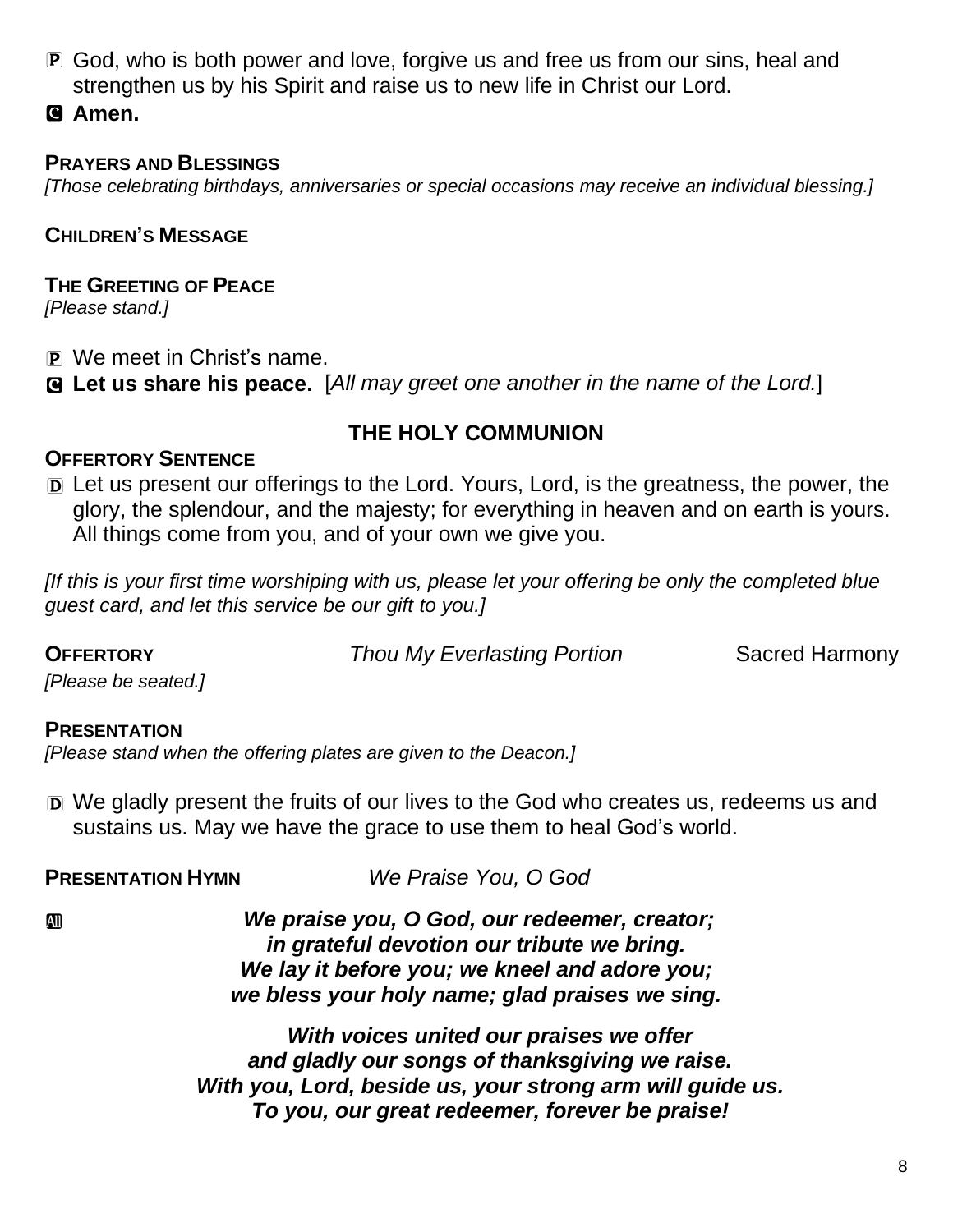P God, who is both power and love, forgive us and free us from our sins, heal and strengthen us by his Spirit and raise us to new life in Christ our Lord.

**C Amen.**

**PRAYERS AND BLESSINGS**

*[Those celebrating birthdays, anniversaries or special occasions may receive an individual blessing.]*

**CHILDREN'S MESSAGE**

**THE GREETING OF PEACE**

*[Please stand.]*

P We meet in Christ's name.

**C Let us share his peace.** [*All may greet one another in the name of the Lord.*]

## THE HOLY COMMUNION

**OFFERTORY SENTENCE**

D Let us present our offerings to the Lord. Yours, Lord, is the greatness, the power, the glory, the splendour, and the majesty; for everything in heaven and on earth is yours. All things come from you, and of your own we give you.

*[If this is your first time worshiping with us, please let your offering be only the completed blue guest card, and let this service be our gift to you.]*

**OFFERTORY** *Thou My Everlasting Portion* Sacred Harmony

*[Please be seated.]*

**PRESENTATION**

*[Please stand when the offering plates are given to the Deacon.]*

D We gladly present the fruits of our lives to the God who creates us, redeems us and sustains us. May we have the grace to use them to heal God's world.

**PRESENTATION HYMN** *We Praise You, O God*

All ***We praise you, O God, our redeemer, creator;***
***in grateful devotion our tribute we bring.***
***We lay it before you; we kneel and adore you;***
***we bless your holy name; glad praises we sing.***

***With voices united our praises we offer***
***and gladly our songs of thanksgiving we raise.***
***With you, Lord, beside us, your strong arm will guide us.***
***To you, our great redeemer, forever be praise!***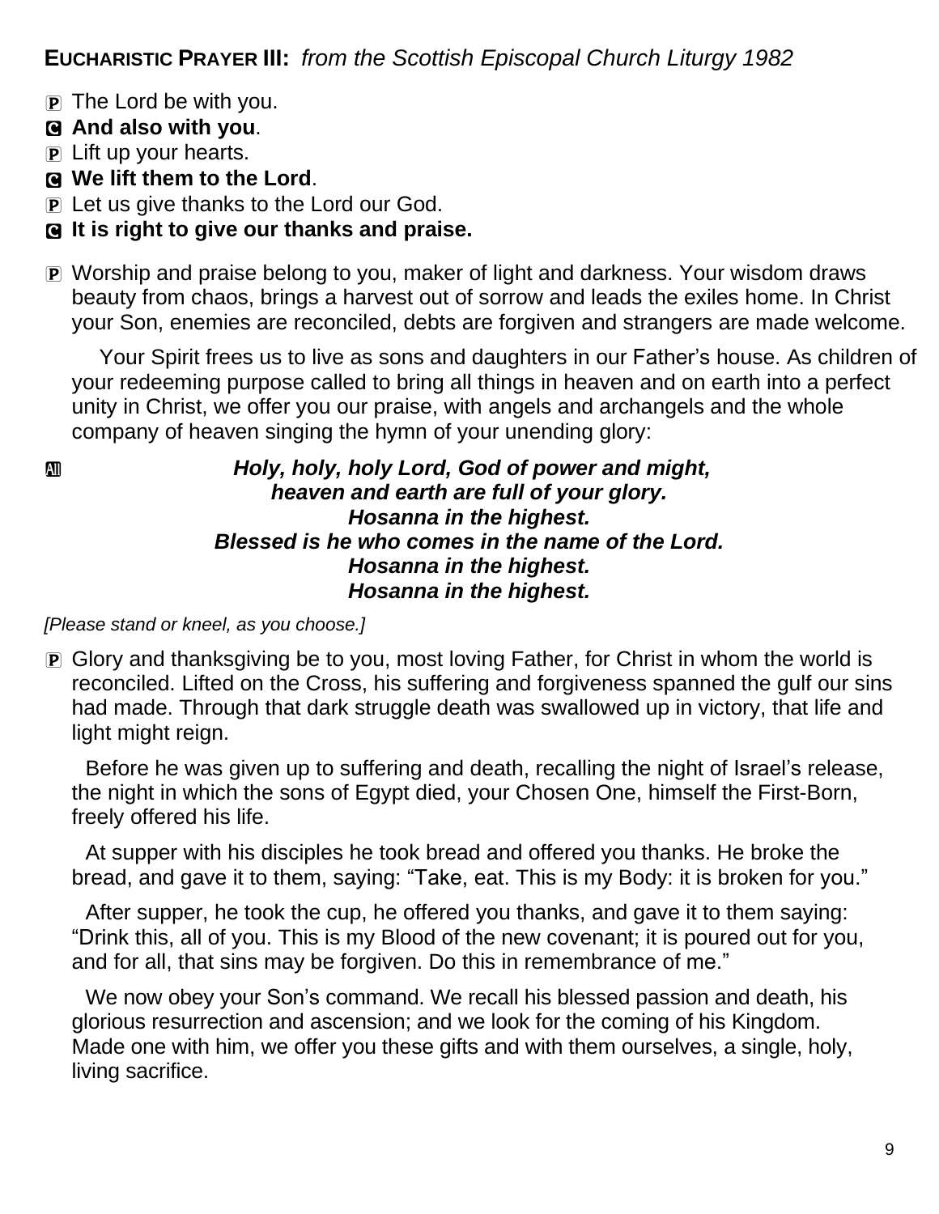**EUCHARISTIC PRAYER III:** *from the Scottish Episcopal Church Liturgy 1982*

P The Lord be with you.
**C And also with you**.
P Lift up your hearts.
**C We lift them to the Lord**.
P Let us give thanks to the Lord our God.
**C It is right to give our thanks and praise.**

P Worship and praise belong to you, maker of light and darkness. Your wisdom draws beauty from chaos, brings a harvest out of sorrow and leads the exiles home. In Christ your Son, enemies are reconciled, debts are forgiven and strangers are made welcome.

Your Spirit frees us to live as sons and daughters in our Father's house. As children of your redeeming purpose called to bring all things in heaven and on earth into a perfect unity in Christ, we offer you our praise, with angels and archangels and the whole company of heaven singing the hymn of your unending glory:

All ***Holy, holy, holy Lord, God of power and might,***
***heaven and earth are full of your glory.***
***Hosanna in the highest.***
***Blessed is he who comes in the name of the Lord.***
***Hosanna in the highest.***
***Hosanna in the highest.***

*[Please stand or kneel, as you choose.]*

P Glory and thanksgiving be to you, most loving Father, for Christ in whom the world is reconciled. Lifted on the Cross, his suffering and forgiveness spanned the gulf our sins had made. Through that dark struggle death was swallowed up in victory, that life and light might reign.

Before he was given up to suffering and death, recalling the night of Israel's release, the night in which the sons of Egypt died, your Chosen One, himself the First-Born, freely offered his life.

At supper with his disciples he took bread and offered you thanks. He broke the bread, and gave it to them, saying: "Take, eat. This is my Body: it is broken for you."

After supper, he took the cup, he offered you thanks, and gave it to them saying: "Drink this, all of you. This is my Blood of the new covenant; it is poured out for you, and for all, that sins may be forgiven. Do this in remembrance of me."

We now obey your Son's command. We recall his blessed passion and death, his glorious resurrection and ascension; and we look for the coming of his Kingdom. Made one with him, we offer you these gifts and with them ourselves, a single, holy, living sacrifice.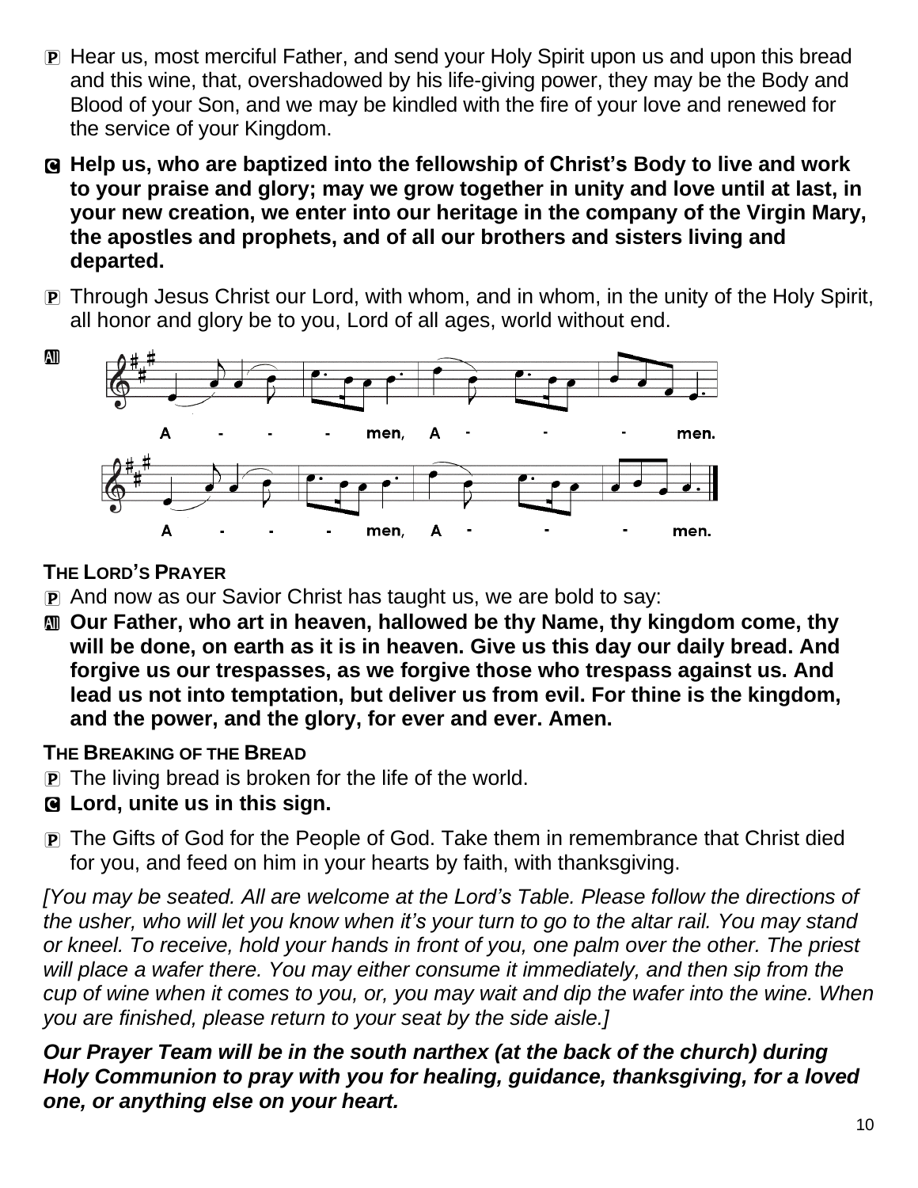P Hear us, most merciful Father, and send your Holy Spirit upon us and upon this bread and this wine, that, overshadowed by his life-giving power, they may be the Body and Blood of your Son, and we may be kindled with the fire of your love and renewed for the service of your Kingdom.

**C Help us, who are baptized into the fellowship of Christ's Body to live and work to your praise and glory; may we grow together in unity and love until at last, in your new creation, we enter into our heritage in the company of the Virgin Mary, the apostles and prophets, and of all our brothers and sisters living and departed.**

P Through Jesus Christ our Lord, with whom, and in whom, in the unity of the Holy Spirit, all honor and glory be to you, Lord of all ages, world without end.

**All** A - - - men, A - - - men.
A - - - men, A - - - men.

**THE LORD'S PRAYER**

P And now as our Savior Christ has taught us, we are bold to say:

**All Our Father, who art in heaven, hallowed be thy Name, thy kingdom come, thy will be done, on earth as it is in heaven. Give us this day our daily bread. And forgive us our trespasses, as we forgive those who trespass against us. And lead us not into temptation, but deliver us from evil. For thine is the kingdom, and the power, and the glory, for ever and ever. Amen.**

**THE BREAKING OF THE BREAD**

P The living bread is broken for the life of the world.

**C Lord, unite us in this sign.**

P The Gifts of God for the People of God. Take them in remembrance that Christ died for you, and feed on him in your hearts by faith, with thanksgiving.

*[You may be seated. All are welcome at the Lord's Table. Please follow the directions of the usher, who will let you know when it's your turn to go to the altar rail. You may stand or kneel. To receive, hold your hands in front of you, one palm over the other. The priest will place a wafer there. You may either consume it immediately, and then sip from the cup of wine when it comes to you, or, you may wait and dip the wafer into the wine. When you are finished, please return to your seat by the side aisle.]*

***Our Prayer Team will be in the south narthex (at the back of the church) during Holy Communion to pray with you for healing, guidance, thanksgiving, for a loved one, or anything else on your heart.***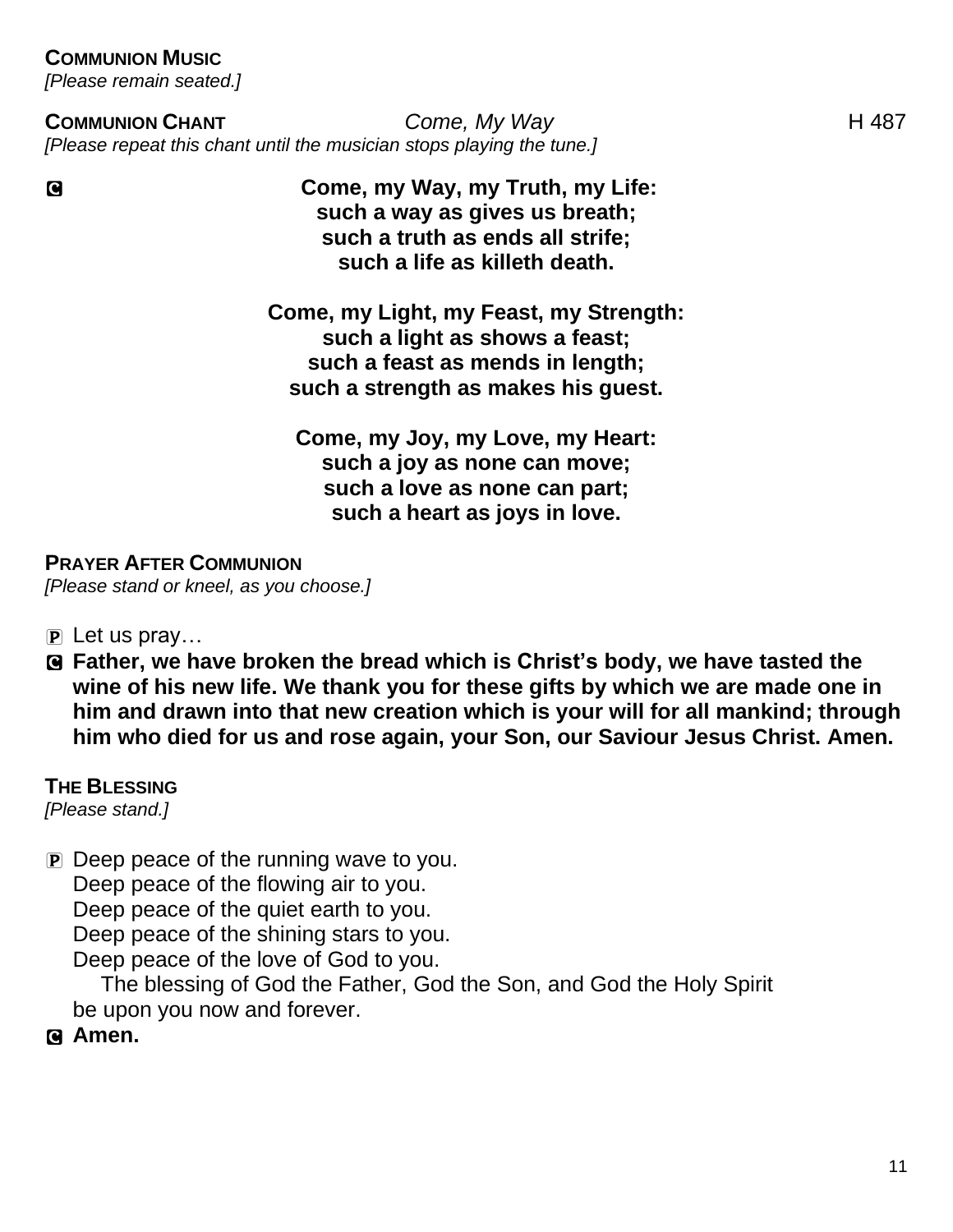**COMMUNION MUSIC**
*[Please remain seated.]*

**COMMUNION CHANT** *Come, My Way* H 487
*[Please repeat this chant until the musician stops playing the tune.]*

C **Come, my Way, my Truth, my Life:**
**such a way as gives us breath;**
**such a truth as ends all strife;**
**such a life as killeth death.**

**Come, my Light, my Feast, my Strength:**
**such a light as shows a feast;**
**such a feast as mends in length;**
**such a strength as makes his guest.**

**Come, my Joy, my Love, my Heart:**
**such a joy as none can move;**
**such a love as none can part;**
**such a heart as joys in love.**

**PRAYER AFTER COMMUNION**
*[Please stand or kneel, as you choose.]*

P Let us pray…

C **Father, we have broken the bread which is Christ's body, we have tasted the wine of his new life. We thank you for these gifts by which we are made one in him and drawn into that new creation which is your will for all mankind; through him who died for us and rose again, your Son, our Saviour Jesus Christ. Amen.**

**THE BLESSING**
*[Please stand.]*

P Deep peace of the running wave to you.
Deep peace of the flowing air to you.
Deep peace of the quiet earth to you.
Deep peace of the shining stars to you.
Deep peace of the love of God to you.
The blessing of God the Father, God the Son, and God the Holy Spirit be upon you now and forever.

C **Amen.**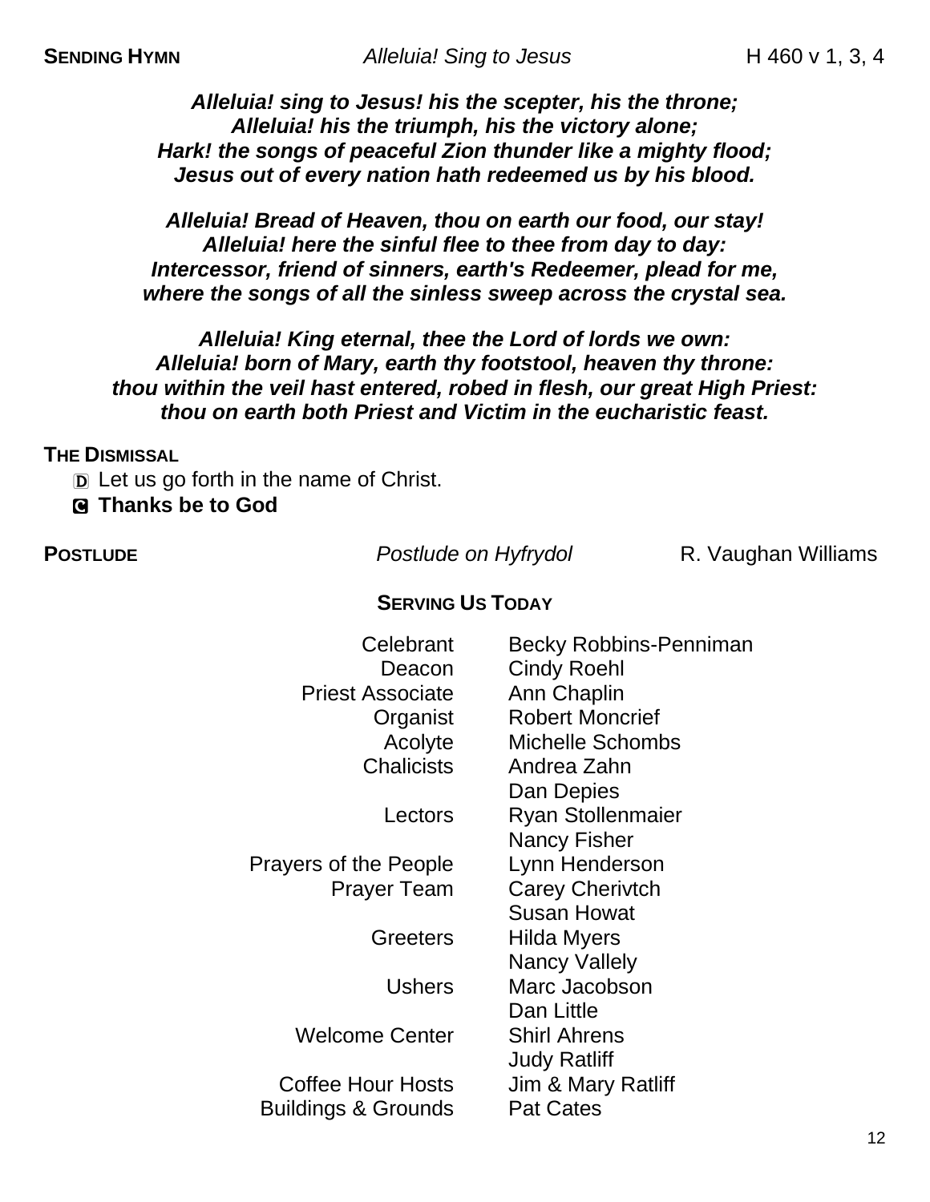**SENDING HYMN** *Alleluia! Sing to Jesus* H 460 v 1, 3, 4

***Alleluia! sing to Jesus! his the scepter, his the throne;***
***Alleluia! his the triumph, his the victory alone;***
***Hark! the songs of peaceful Zion thunder like a mighty flood;***
***Jesus out of every nation hath redeemed us by his blood.***

***Alleluia! Bread of Heaven, thou on earth our food, our stay!***
***Alleluia! here the sinful flee to thee from day to day:***
***Intercessor, friend of sinners, earth's Redeemer, plead for me,***
***where the songs of all the sinless sweep across the crystal sea.***

***Alleluia! King eternal, thee the Lord of lords we own:***
***Alleluia! born of Mary, earth thy footstool, heaven thy throne:***
***thou within the veil hast entered, robed in flesh, our great High Priest:***
***thou on earth both Priest and Victim in the eucharistic feast.***

**THE DISMISSAL**

D Let us go forth in the name of Christ.

**C Thanks be to God**

**POSTLUDE** *Postlude on Hyfrydol* R. Vaughan Williams

**SERVING US TODAY**

| | |
|---|---|
| Celebrant | Becky Robbins-Penniman |
| Deacon | Cindy Roehl |
| Priest Associate | Ann Chaplin |
| Organist | Robert Moncrief |
| Acolyte | Michelle Schombs |
| Chalicists | Andrea Zahn |
| | Dan Depies |
| Lectors | Ryan Stollenmaier |
| | Nancy Fisher |
| Prayers of the People | Lynn Henderson |
| Prayer Team | Carey Cherivtch |
| | Susan Howat |
| Greeters | Hilda Myers |
| | Nancy Vallely |
| Ushers | Marc Jacobson |
| | Dan Little |
| Welcome Center | Shirl Ahrens |
| | Judy Ratliff |
| Coffee Hour Hosts | Jim & Mary Ratliff |
| Buildings & Grounds | Pat Cates |